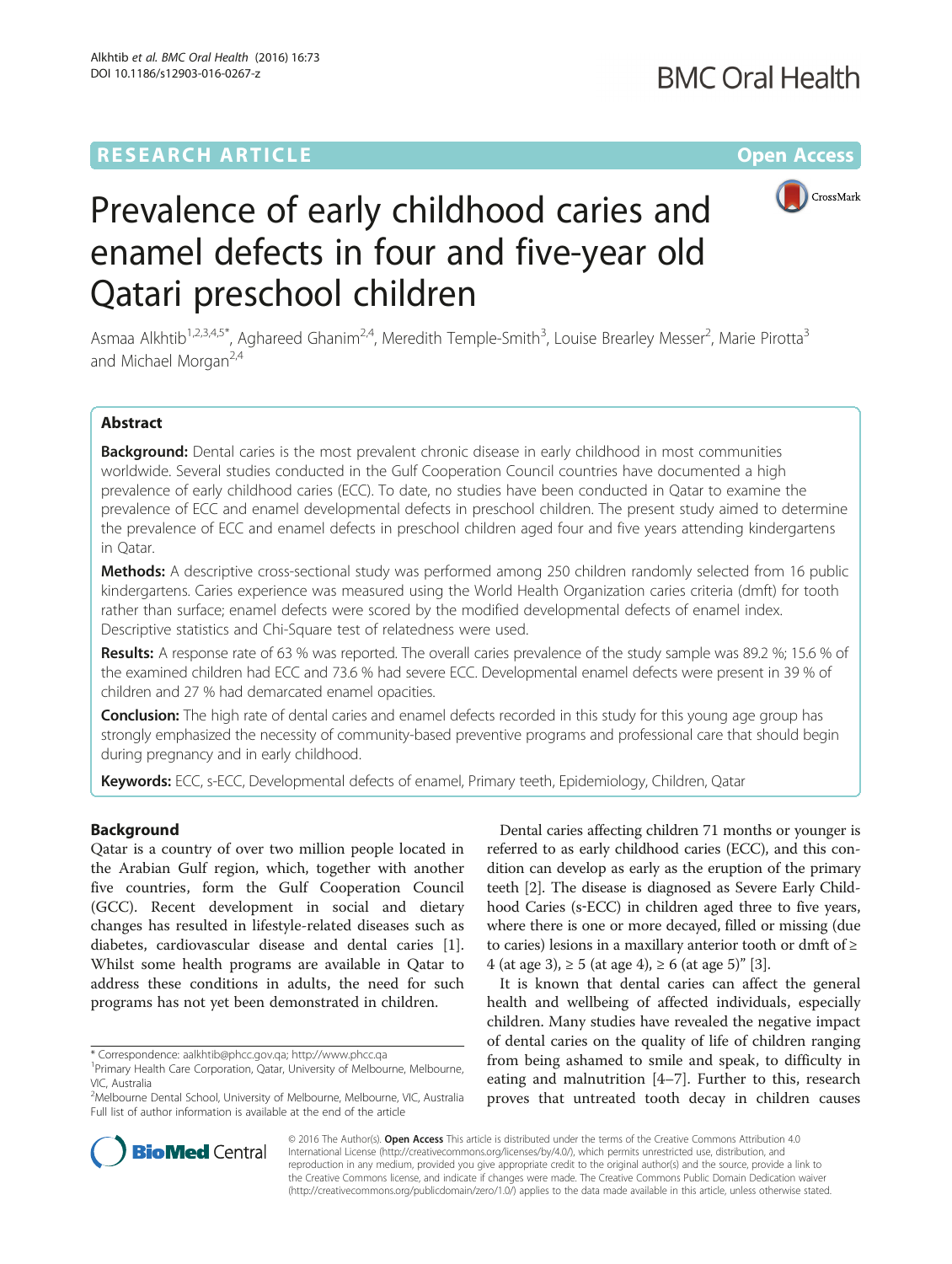RESEARCH ARTICLE

Open Access

# Prevalence of early childhood caries and enamel defects in four and five-year old Qatari preschool children

Asmaa Alkhtib[1,2,3,4,5*], Aghareed Ghanim[2,4], Meredith Temple-Smith[3], Louise Brearley Messer[2], Marie Pirotta[3] and Michael Morgan[2,4]

## Abstract

**Background:** Dental caries is the most prevalent chronic disease in early childhood in most communities worldwide. Several studies conducted in the Gulf Cooperation Council countries have documented a high prevalence of early childhood caries (ECC). To date, no studies have been conducted in Qatar to examine the prevalence of ECC and enamel developmental defects in preschool children. The present study aimed to determine the prevalence of ECC and enamel defects in preschool children aged four and five years attending kindergartens in Qatar.

**Methods:** A descriptive cross-sectional study was performed among 250 children randomly selected from 16 public kindergartens. Caries experience was measured using the World Health Organization caries criteria (dmft) for tooth rather than surface; enamel defects were scored by the modified developmental defects of enamel index. Descriptive statistics and Chi-Square test of relatedness were used.

**Results:** A response rate of 63 % was reported. The overall caries prevalence of the study sample was 89.2 %; 15.6 % of the examined children had ECC and 73.6 % had severe ECC. Developmental enamel defects were present in 39 % of children and 27 % had demarcated enamel opacities.

**Conclusion:** The high rate of dental caries and enamel defects recorded in this study for this young age group has strongly emphasized the necessity of community-based preventive programs and professional care that should begin during pregnancy and in early childhood.

**Keywords:** ECC, s-ECC, Developmental defects of enamel, Primary teeth, Epidemiology, Children, Qatar

## Background

Qatar is a country of over two million people located in the Arabian Gulf region, which, together with another five countries, form the Gulf Cooperation Council (GCC). Recent development in social and dietary changes has resulted in lifestyle-related diseases such as diabetes, cardiovascular disease and dental caries [1]. Whilst some health programs are available in Qatar to address these conditions in adults, the need for such programs has not yet been demonstrated in children.

Dental caries affecting children 71 months or younger is referred to as early childhood caries (ECC), and this condition can develop as early as the eruption of the primary teeth [2]. The disease is diagnosed as Severe Early Childhood Caries (s-ECC) in children aged three to five years, where there is one or more decayed, filled or missing (due to caries) lesions in a maxillary anterior tooth or dmft of ≥ 4 (at age 3), ≥ 5 (at age 4), ≥ 6 (at age 5)" [3].

It is known that dental caries can affect the general health and wellbeing of affected individuals, especially children. Many studies have revealed the negative impact of dental caries on the quality of life of children ranging from being ashamed to smile and speak, to difficulty in eating and malnutrition [4–7]. Further to this, research proves that untreated tooth decay in children causes

\* Correspondence: aalkhtib@phcc.gov.qa; http://www.phcc.qa
[1]Primary Health Care Corporation, Qatar, University of Melbourne, Melbourne, VIC, Australia
[2]Melbourne Dental School, University of Melbourne, Melbourne, VIC, Australia
Full list of author information is available at the end of the article

© 2016 The Author(s). **Open Access** This article is distributed under the terms of the Creative Commons Attribution 4.0 International License (http://creativecommons.org/licenses/by/4.0/), which permits unrestricted use, distribution, and reproduction in any medium, provided you give appropriate credit to the original author(s) and the source, provide a link to the Creative Commons license, and indicate if changes were made. The Creative Commons Public Domain Dedication waiver (http://creativecommons.org/publicdomain/zero/1.0/) applies to the data made available in this article, unless otherwise stated.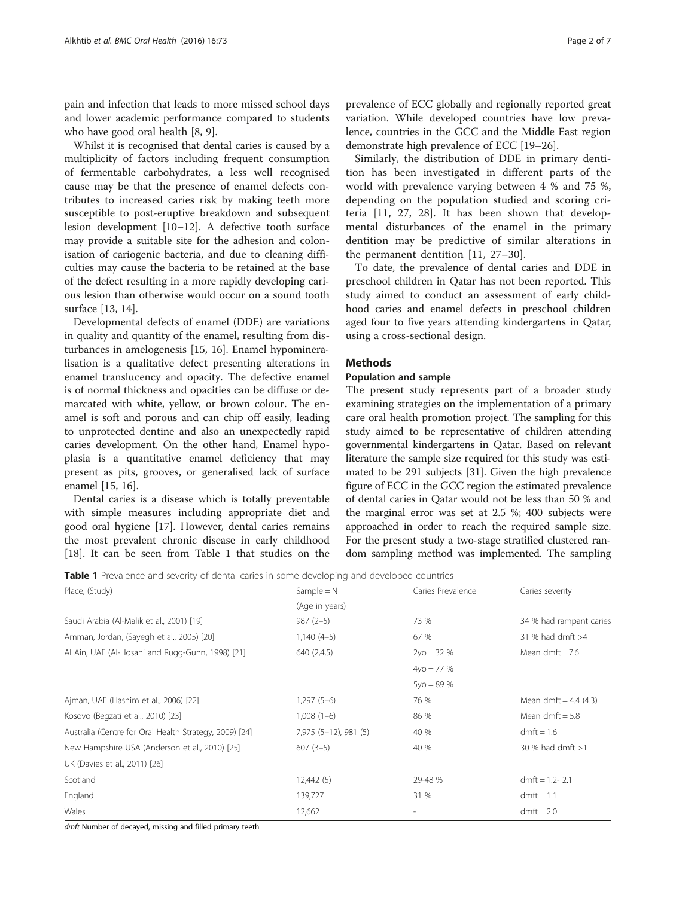pain and infection that leads to more missed school days and lower academic performance compared to students who have good oral health [8, 9].

Whilst it is recognised that dental caries is caused by a multiplicity of factors including frequent consumption of fermentable carbohydrates, a less well recognised cause may be that the presence of enamel defects contributes to increased caries risk by making teeth more susceptible to post-eruptive breakdown and subsequent lesion development [10–12]. A defective tooth surface may provide a suitable site for the adhesion and colonisation of cariogenic bacteria, and due to cleaning difficulties may cause the bacteria to be retained at the base of the defect resulting in a more rapidly developing carious lesion than otherwise would occur on a sound tooth surface [13, 14].

Developmental defects of enamel (DDE) are variations in quality and quantity of the enamel, resulting from disturbances in amelogenesis [15, 16]. Enamel hypomineralisation is a qualitative defect presenting alterations in enamel translucency and opacity. The defective enamel is of normal thickness and opacities can be diffuse or demarcated with white, yellow, or brown colour. The enamel is soft and porous and can chip off easily, leading to unprotected dentine and also an unexpectedly rapid caries development. On the other hand, Enamel hypoplasia is a quantitative enamel deficiency that may present as pits, grooves, or generalised lack of surface enamel [15, 16].

Dental caries is a disease which is totally preventable with simple measures including appropriate diet and good oral hygiene [17]. However, dental caries remains the most prevalent chronic disease in early childhood [18]. It can be seen from Table 1 that studies on the prevalence of ECC globally and regionally reported great variation. While developed countries have low prevalence, countries in the GCC and the Middle East region demonstrate high prevalence of ECC [19–26].

Similarly, the distribution of DDE in primary dentition has been investigated in different parts of the world with prevalence varying between 4 % and 75 %, depending on the population studied and scoring criteria [11, 27, 28]. It has been shown that developmental disturbances of the enamel in the primary dentition may be predictive of similar alterations in the permanent dentition [11, 27–30].

To date, the prevalence of dental caries and DDE in preschool children in Qatar has not been reported. This study aimed to conduct an assessment of early childhood caries and enamel defects in preschool children aged four to five years attending kindergartens in Qatar, using a cross-sectional design.

## Methods

### Population and sample

The present study represents part of a broader study examining strategies on the implementation of a primary care oral health promotion project. The sampling for this study aimed to be representative of children attending governmental kindergartens in Qatar. Based on relevant literature the sample size required for this study was estimated to be 291 subjects [31]. Given the high prevalence figure of ECC in the GCC region the estimated prevalence of dental caries in Qatar would not be less than 50 % and the marginal error was set at 2.5 %; 400 subjects were approached in order to reach the required sample size. For the present study a two-stage stratified clustered random sampling method was implemented. The sampling

**Table 1** Prevalence and severity of dental caries in some developing and developed countries

| Place, (Study) | Sample = N (Age in years) | Caries Prevalence | Caries severity |
|---|---|---|---|
| Saudi Arabia (Al-Malik et al., 2001) [19] | 987 (2–5) | 73 % | 34 % had rampant caries |
| Amman, Jordan, (Sayegh et al., 2005) [20] | 1,140 (4–5) | 67 % | 31 % had dmft >4 |
| Al Ain, UAE (Al-Hosani and Rugg-Gunn, 1998) [21] | 640 (2,4,5) | 2yo = 32 % | Mean dmft =7.6 |
| | | 4yo = 77 % | |
| | | 5yo = 89 % | |
| Ajman, UAE (Hashim et al., 2006) [22] | 1,297 (5–6) | 76 % | Mean dmft = 4.4 (4.3) |
| Kosovo (Begzati et al., 2010) [23] | 1,008 (1–6) | 86 % | Mean dmft = 5.8 |
| Australia (Centre for Oral Health Strategy, 2009) [24] | 7,975 (5–12), 981 (5) | 40 % | dmft = 1.6 |
| New Hampshire USA (Anderson et al., 2010) [25] | 607 (3–5) | 40 % | 30 % had dmft >1 |
| UK (Davies et al., 2011) [26] | | | |
| Scotland | 12,442 (5) | 29-48 % | dmft = 1.2- 2.1 |
| England | 139,727 | 31 % | dmft = 1.1 |
| Wales | 12,662 | - | dmft = 2.0 |

*dmft* Number of decayed, missing and filled primary teeth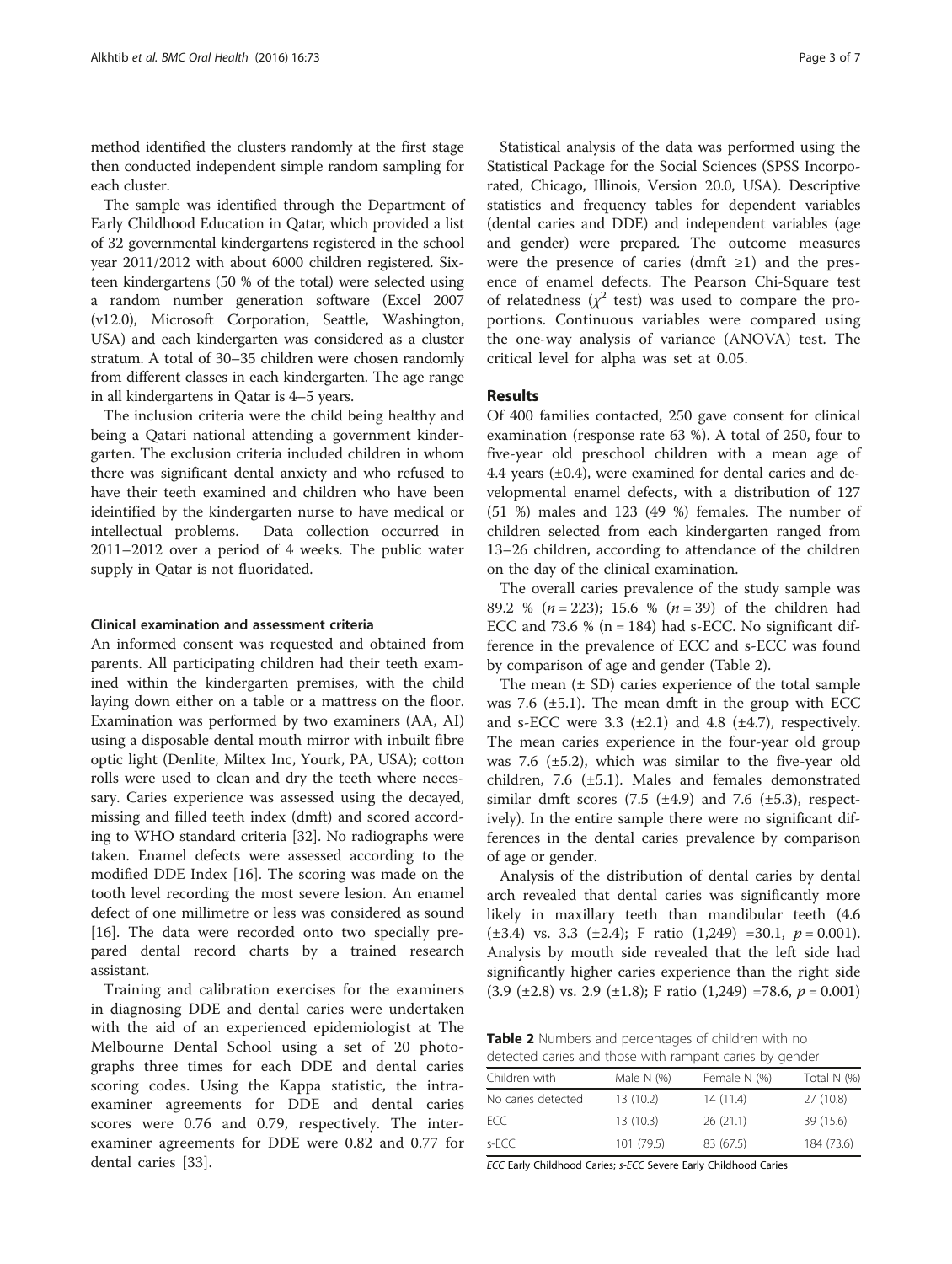method identified the clusters randomly at the first stage then conducted independent simple random sampling for each cluster.

The sample was identified through the Department of Early Childhood Education in Qatar, which provided a list of 32 governmental kindergartens registered in the school year 2011/2012 with about 6000 children registered. Sixteen kindergartens (50 % of the total) were selected using a random number generation software (Excel 2007 (v12.0), Microsoft Corporation, Seattle, Washington, USA) and each kindergarten was considered as a cluster stratum. A total of 30–35 children were chosen randomly from different classes in each kindergarten. The age range in all kindergartens in Qatar is 4–5 years.

The inclusion criteria were the child being healthy and being a Qatari national attending a government kindergarten. The exclusion criteria included children in whom there was significant dental anxiety and who refused to have their teeth examined and children who have been ideintified by the kindergarten nurse to have medical or intellectual problems. Data collection occurred in 2011–2012 over a period of 4 weeks. The public water supply in Qatar is not fluoridated.

### Clinical examination and assessment criteria

An informed consent was requested and obtained from parents. All participating children had their teeth examined within the kindergarten premises, with the child laying down either on a table or a mattress on the floor. Examination was performed by two examiners (AA, AI) using a disposable dental mouth mirror with inbuilt fibre optic light (Denlite, Miltex Inc, Yourk, PA, USA); cotton rolls were used to clean and dry the teeth where necessary. Caries experience was assessed using the decayed, missing and filled teeth index (dmft) and scored according to WHO standard criteria [32]. No radiographs were taken. Enamel defects were assessed according to the modified DDE Index [16]. The scoring was made on the tooth level recording the most severe lesion. An enamel defect of one millimetre or less was considered as sound [16]. The data were recorded onto two specially prepared dental record charts by a trained research assistant.

Training and calibration exercises for the examiners in diagnosing DDE and dental caries were undertaken with the aid of an experienced epidemiologist at The Melbourne Dental School using a set of 20 photographs three times for each DDE and dental caries scoring codes. Using the Kappa statistic, the intra-examiner agreements for DDE and dental caries scores were 0.76 and 0.79, respectively. The inter-examiner agreements for DDE were 0.82 and 0.77 for dental caries [33].

Statistical analysis of the data was performed using the Statistical Package for the Social Sciences (SPSS Incorporated, Chicago, Illinois, Version 20.0, USA). Descriptive statistics and frequency tables for dependent variables (dental caries and DDE) and independent variables (age and gender) were prepared. The outcome measures were the presence of caries (dmft ≥1) and the presence of enamel defects. The Pearson Chi-Square test of relatedness ($\chi^2$ test) was used to compare the proportions. Continuous variables were compared using the one-way analysis of variance (ANOVA) test. The critical level for alpha was set at 0.05.

## Results

Of 400 families contacted, 250 gave consent for clinical examination (response rate 63 %). A total of 250, four to five-year old preschool children with a mean age of 4.4 years (±0.4), were examined for dental caries and developmental enamel defects, with a distribution of 127 (51 %) males and 123 (49 %) females. The number of children selected from each kindergarten ranged from 13–26 children, according to attendance of the children on the day of the clinical examination.

The overall caries prevalence of the study sample was 89.2 % ($n = 223$); 15.6 % ($n = 39$) of the children had ECC and 73.6 % (n = 184) had s-ECC. No significant difference in the prevalence of ECC and s-ECC was found by comparison of age and gender (Table 2).

The mean (± SD) caries experience of the total sample was 7.6 (±5.1). The mean dmft in the group with ECC and s-ECC were 3.3 (±2.1) and 4.8 (±4.7), respectively. The mean caries experience in the four-year old group was 7.6 (±5.2), which was similar to the five-year old children, 7.6 (±5.1). Males and females demonstrated similar dmft scores (7.5 (±4.9) and 7.6 (±5.3), respectively). In the entire sample there were no significant differences in the dental caries prevalence by comparison of age or gender.

Analysis of the distribution of dental caries by dental arch revealed that dental caries was significantly more likely in maxillary teeth than mandibular teeth (4.6 (±3.4) vs. 3.3 (±2.4); F ratio (1,249) =30.1, $p = 0.001$). Analysis by mouth side revealed that the left side had significantly higher caries experience than the right side (3.9 (±2.8) vs. 2.9 (±1.8); F ratio (1,249) =78.6, $p = 0.001$)

**Table 2** Numbers and percentages of children with no detected caries and those with rampant caries by gender

| Children with | Male N (%) | Female N (%) | Total N (%) |
|---|---|---|---|
| No caries detected | 13 (10.2) | 14 (11.4) | 27 (10.8) |
| ECC | 13 (10.3) | 26 (21.1) | 39 (15.6) |
| s-ECC | 101 (79.5) | 83 (67.5) | 184 (73.6) |

*ECC* Early Childhood Caries; *s-ECC* Severe Early Childhood Caries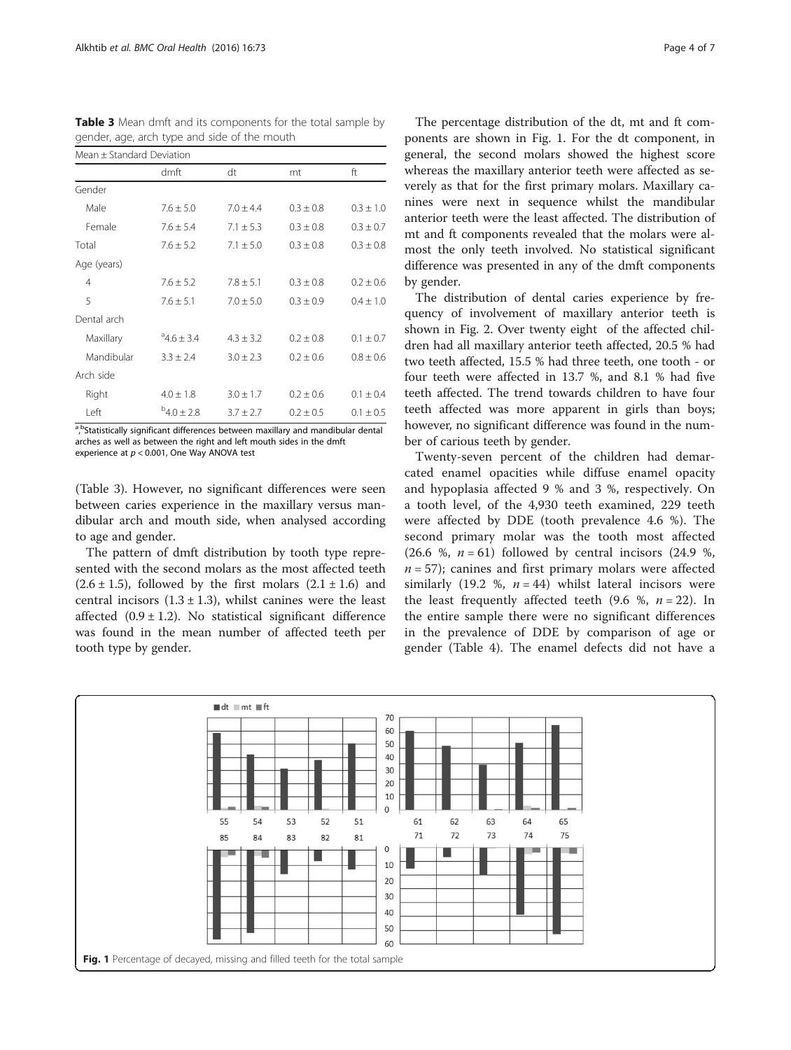**Table 3** Mean dmft and its components for the total sample by gender, age, arch type and side of the mouth

| Mean ± Standard Deviation | | | | |
|---|---|---|---|---|
| | dmft | dt | mt | ft |
| Gender | | | | |
| Male | 7.6 ± 5.0 | 7.0 ± 4.4 | 0.3 ± 0.8 | 0.3 ± 1.0 |
| Female | 7.6 ± 5.4 | 7.1 ± 5.3 | 0.3 ± 0.8 | 0.3 ± 0.7 |
| Total | 7.6 ± 5.2 | 7.1 ± 5.0 | 0.3 ± 0.8 | 0.3 ± 0.8 |
| Age (years) | | | | |
| 4 | 7.6 ± 5.2 | 7.8 ± 5.1 | 0.3 ± 0.8 | 0.2 ± 0.6 |
| 5 | 7.6 ± 5.1 | 7.0 ± 5.0 | 0.3 ± 0.9 | 0.4 ± 1.0 |
| Dental arch | | | | |
| Maxillary | [a]4.6 ± 3.4 | 4.3 ± 3.2 | 0.2 ± 0.8 | 0.1 ± 0.7 |
| Mandibular | 3.3 ± 2.4 | 3.0 ± 2.3 | 0.2 ± 0.6 | 0.8 ± 0.6 |
| Arch side | | | | |
| Right | 4.0 ± 1.8 | 3.0 ± 1.7 | 0.2 ± 0.6 | 0.1 ± 0.4 |
| Left | [b]4.0 ± 2.8 | 3.7 ± 2.7 | 0.2 ± 0.5 | 0.1 ± 0.5 |

[a],[b]Statistically significant differences between maxillary and mandibular dental arches as well as between the right and left mouth sides in the dmft experience at $p < 0.001$, One Way ANOVA test

(Table 3). However, no significant differences were seen between caries experience in the maxillary versus mandibular arch and mouth side, when analysed according to age and gender.

The pattern of dmft distribution by tooth type represented with the second molars as the most affected teeth (2.6 ± 1.5), followed by the first molars (2.1 ± 1.6) and central incisors (1.3 ± 1.3), whilst canines were the least affected (0.9 ± 1.2). No statistical significant difference was found in the mean number of affected teeth per tooth type by gender.

The percentage distribution of the dt, mt and ft components are shown in Fig. 1. For the dt component, in general, the second molars showed the highest score whereas the maxillary anterior teeth were affected as severely as that for the first primary molars. Maxillary canines were next in sequence whilst the mandibular anterior teeth were the least affected. The distribution of mt and ft components revealed that the molars were almost the only teeth involved. No statistical significant difference was presented in any of the dmft components by gender.

The distribution of dental caries experience by frequency of involvement of maxillary anterior teeth is shown in Fig. 2. Over twenty eight of the affected children had all maxillary anterior teeth affected, 20.5 % had two teeth affected, 15.5 % had three teeth, one tooth - or four teeth were affected in 13.7 %, and 8.1 % had five teeth affected. The trend towards children to have four teeth affected was more apparent in girls than boys; however, no significant difference was found in the number of carious teeth by gender.

Twenty-seven percent of the children had demarcated enamel opacities while diffuse enamel opacity and hypoplasia affected 9 % and 3 %, respectively. On a tooth level, of the 4,930 teeth examined, 229 teeth were affected by DDE (tooth prevalence 4.6 %). The second primary molar was the tooth most affected (26.6 %, $n = 61$) followed by central incisors (24.9 %, $n = 57$); canines and first primary molars were affected similarly (19.2 %, $n = 44$) whilst lateral incisors were the least frequently affected teeth (9.6 %, $n = 22$). In the entire sample there were no significant differences in the prevalence of DDE by comparison of age or gender (Table 4). The enamel defects did not have a

dt mt ft

70
60
50
40
30
20
10
0

55 54 53 52 51 61 62 63 64 65

85 84 83 82 81 71 72 73 74 75

0
10
20
30
40
50
60

**Fig. 1** Percentage of decayed, missing and filled teeth for the total sample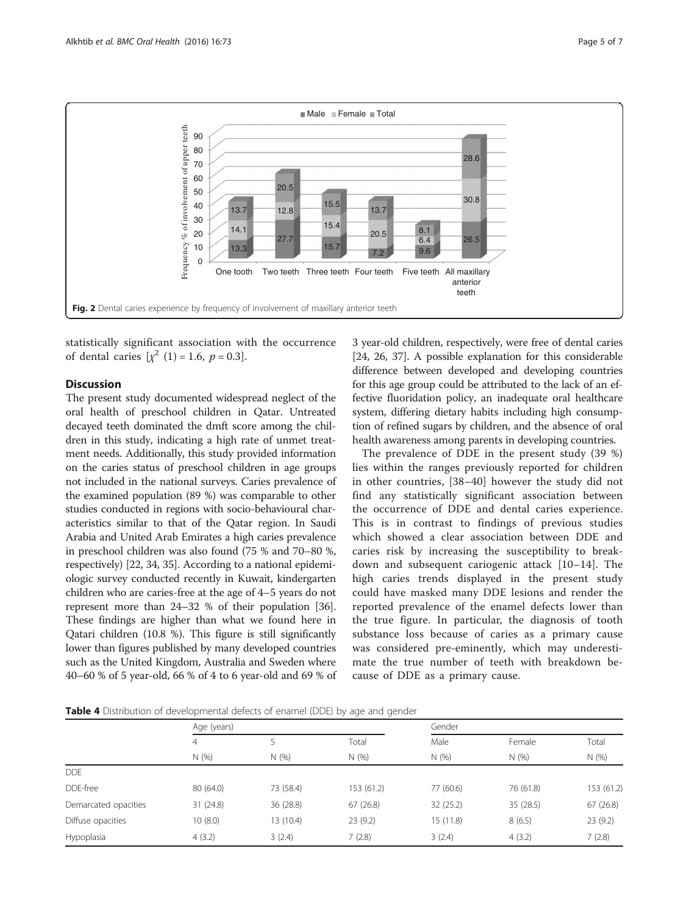■ Male ■ Female ■ Total

Frequency % of involvement of upper teeth

90
80
70
60
50
40
30
20
10
0

13.7
14.1
13.3

20.5
12.8
27.7

15.5
15.4
15.7

13.7
20.5
7.2

8.1
6.4
9.6

28.6
30.8
26.5

One tooth
Two teeth
Three teeth
Four teeth
Five teeth
All maxillary anterior teeth

**Fig. 2** Dental caries experience by frequency of involvement of maxillary anterior teeth

statistically significant association with the occurrence of dental caries [$\chi^2$ (1) = 1.6, $p = 0.3$].

## Discussion

The present study documented widespread neglect of the oral health of preschool children in Qatar. Untreated decayed teeth dominated the dmft score among the children in this study, indicating a high rate of unmet treatment needs. Additionally, this study provided information on the caries status of preschool children in age groups not included in the national surveys. Caries prevalence of the examined population (89 %) was comparable to other studies conducted in regions with socio-behavioural characteristics similar to that of the Qatar region. In Saudi Arabia and United Arab Emirates a high caries prevalence in preschool children was also found (75 % and 70–80 %, respectively) [22, 34, 35]. According to a national epidemiologic survey conducted recently in Kuwait, kindergarten children who are caries-free at the age of 4–5 years do not represent more than 24–32 % of their population [36]. These findings are higher than what we found here in Qatari children (10.8 %). This figure is still significantly lower than figures published by many developed countries such as the United Kingdom, Australia and Sweden where 40–60 % of 5 year-old, 66 % of 4 to 6 year-old and 69 % of 3 year-old children, respectively, were free of dental caries [24, 26, 37]. A possible explanation for this considerable difference between developed and developing countries for this age group could be attributed to the lack of an effective fluoridation policy, an inadequate oral healthcare system, differing dietary habits including high consumption of refined sugars by children, and the absence of oral health awareness among parents in developing countries.

The prevalence of DDE in the present study (39 %) lies within the ranges previously reported for children in other countries, [38–40] however the study did not find any statistically significant association between the occurrence of DDE and dental caries experience. This is in contrast to findings of previous studies which showed a clear association between DDE and caries risk by increasing the susceptibility to breakdown and subsequent cariogenic attack [10–14]. The high caries trends displayed in the present study could have masked many DDE lesions and render the reported prevalence of the enamel defects lower than the true figure. In particular, the diagnosis of tooth substance loss because of caries as a primary cause was considered pre-eminently, which may underestimate the true number of teeth with breakdown because of DDE as a primary cause.

**Table 4** Distribution of developmental defects of enamel (DDE) by age and gender

| | Age (years) | | | Gender | | |
|---|---|---|---|---|---|---|
| | 4 | 5 | Total | Male | Female | Total |
| | N (%) | N (%) | N (%) | N (%) | N (%) | N (%) |
| DDE | | | | | | |
| DDE-free | 80 (64.0) | 73 (58.4) | 153 (61.2) | 77 (60.6) | 76 (61.8) | 153 (61.2) |
| Demarcated opacities | 31 (24.8) | 36 (28.8) | 67 (26.8) | 32 (25.2) | 35 (28.5) | 67 (26.8) |
| Diffuse opacities | 10 (8.0) | 13 (10.4) | 23 (9.2) | 15 (11.8) | 8 (6.5) | 23 (9.2) |
| Hypoplasia | 4 (3.2) | 3 (2.4) | 7 (2.8) | 3 (2.4) | 4 (3.2) | 7 (2.8) |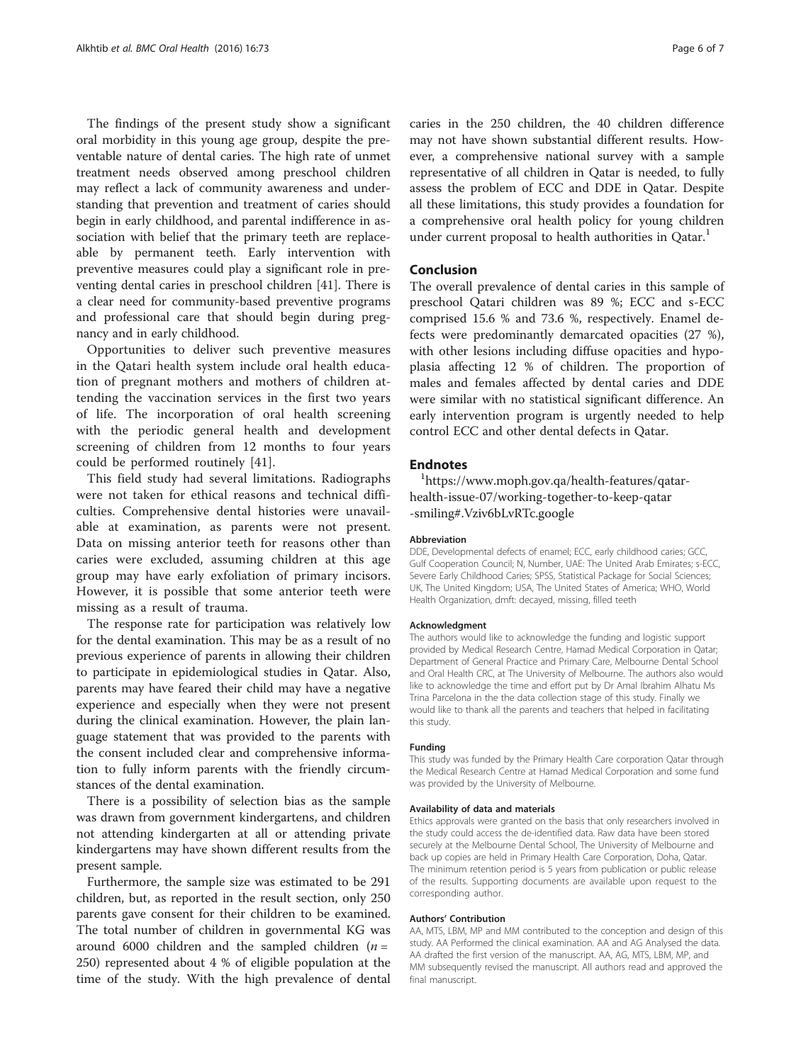The findings of the present study show a significant oral morbidity in this young age group, despite the preventable nature of dental caries. The high rate of unmet treatment needs observed among preschool children may reflect a lack of community awareness and understanding that prevention and treatment of caries should begin in early childhood, and parental indifference in association with belief that the primary teeth are replaceable by permanent teeth. Early intervention with preventive measures could play a significant role in preventing dental caries in preschool children [41]. There is a clear need for community-based preventive programs and professional care that should begin during pregnancy and in early childhood.

Opportunities to deliver such preventive measures in the Qatari health system include oral health education of pregnant mothers and mothers of children attending the vaccination services in the first two years of life. The incorporation of oral health screening with the periodic general health and development screening of children from 12 months to four years could be performed routinely [41].

This field study had several limitations. Radiographs were not taken for ethical reasons and technical difficulties. Comprehensive dental histories were unavailable at examination, as parents were not present. Data on missing anterior teeth for reasons other than caries were excluded, assuming children at this age group may have early exfoliation of primary incisors. However, it is possible that some anterior teeth were missing as a result of trauma.

The response rate for participation was relatively low for the dental examination. This may be as a result of no previous experience of parents in allowing their children to participate in epidemiological studies in Qatar. Also, parents may have feared their child may have a negative experience and especially when they were not present during the clinical examination. However, the plain language statement that was provided to the parents with the consent included clear and comprehensive information to fully inform parents with the friendly circumstances of the dental examination.

There is a possibility of selection bias as the sample was drawn from government kindergartens, and children not attending kindergarten at all or attending private kindergartens may have shown different results from the present sample.

Furthermore, the sample size was estimated to be 291 children, but, as reported in the result section, only 250 parents gave consent for their children to be examined. The total number of children in governmental KG was around 6000 children and the sampled children ($n$ = 250) represented about 4 % of eligible population at the time of the study. With the high prevalence of dental caries in the 250 children, the 40 children difference may not have shown substantial different results. However, a comprehensive national survey with a sample representative of all children in Qatar is needed, to fully assess the problem of ECC and DDE in Qatar. Despite all these limitations, this study provides a foundation for a comprehensive oral health policy for young children under current proposal to health authorities in Qatar.[1]

## Conclusion

The overall prevalence of dental caries in this sample of preschool Qatari children was 89 %; ECC and s-ECC comprised 15.6 % and 73.6 %, respectively. Enamel defects were predominantly demarcated opacities (27 %), with other lesions including diffuse opacities and hypoplasia affecting 12 % of children. The proportion of males and females affected by dental caries and DDE were similar with no statistical significant difference. An early intervention program is urgently needed to help control ECC and other dental defects in Qatar.

## Endnotes

[1]https://www.moph.gov.qa/health-features/qatar-health-issue-07/working-together-to-keep-qatar-smiling#.Vziv6bLvRTc.google

#### Abbreviation

DDE, Developmental defects of enamel; ECC, early childhood caries; GCC, Gulf Cooperation Council; N, Number, UAE: The United Arab Emirates; s-ECC, Severe Early Childhood Caries; SPSS, Statistical Package for Social Sciences; UK, The United Kingdom; USA, The United States of America; WHO, World Health Organization, dmft: decayed, missing, filled teeth

#### Acknowledgment

The authors would like to acknowledge the funding and logistic support provided by Medical Research Centre, Hamad Medical Corporation in Qatar; Department of General Practice and Primary Care, Melbourne Dental School and Oral Health CRC, at The University of Melbourne. The authors also would like to acknowledge the time and effort put by Dr Amal Ibrahim Alhatu Ms Trina Parcelona in the the data collection stage of this study. Finally we would like to thank all the parents and teachers that helped in facilitating this study.

#### Funding

This study was funded by the Primary Health Care corporation Qatar through the Medical Research Centre at Hamad Medical Corporation and some fund was provided by the University of Melbourne.

#### Availability of data and materials

Ethics approvals were granted on the basis that only researchers involved in the study could access the de-identified data. Raw data have been stored securely at the Melbourne Dental School, The University of Melbourne and back up copies are held in Primary Health Care Corporation, Doha, Qatar. The minimum retention period is 5 years from publication or public release of the results. Supporting documents are available upon request to the corresponding author.

#### Authors' Contribution

AA, MTS, LBM, MP and MM contributed to the conception and design of this study. AA Performed the clinical examination. AA and AG Analysed the data. AA drafted the first version of the manuscript. AA, AG, MTS, LBM, MP, and MM subsequently revised the manuscript. All authors read and approved the final manuscript.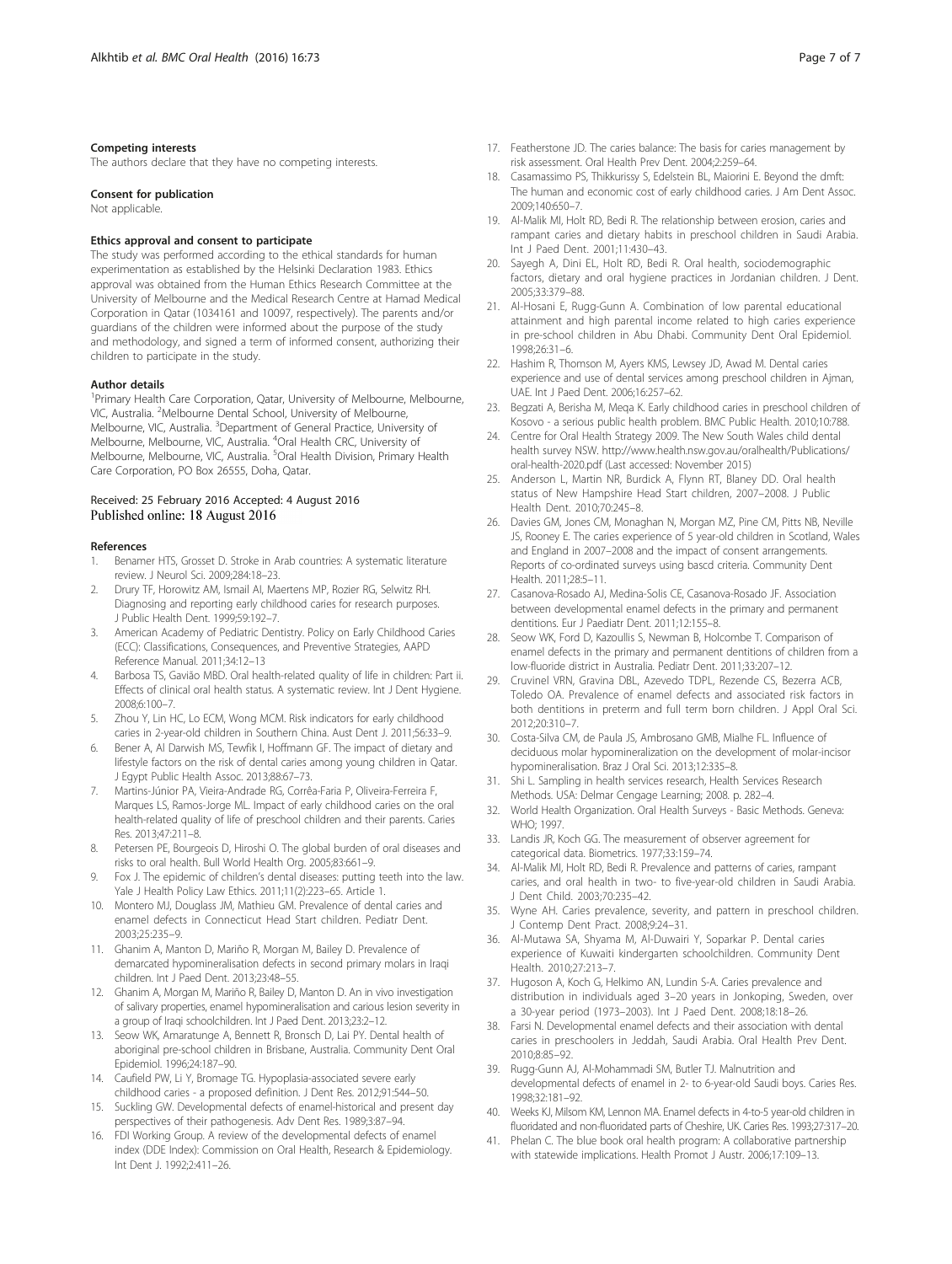### Competing interests

The authors declare that they have no competing interests.

### Consent for publication

Not applicable.

### Ethics approval and consent to participate

The study was performed according to the ethical standards for human experimentation as established by the Helsinki Declaration 1983. Ethics approval was obtained from the Human Ethics Research Committee at the University of Melbourne and the Medical Research Centre at Hamad Medical Corporation in Qatar (1034161 and 10097, respectively). The parents and/or guardians of the children were informed about the purpose of the study and methodology, and signed a term of informed consent, authorizing their children to participate in the study.

### Author details

[1]Primary Health Care Corporation, Qatar, University of Melbourne, Melbourne, VIC, Australia. [2]Melbourne Dental School, University of Melbourne, Melbourne, VIC, Australia. [3]Department of General Practice, University of Melbourne, Melbourne, VIC, Australia. [4]Oral Health CRC, University of Melbourne, Melbourne, VIC, Australia. [5]Oral Health Division, Primary Health Care Corporation, PO Box 26555, Doha, Qatar.

Received: 25 February 2016 Accepted: 4 August 2016
Published online: 18 August 2016

### References

1. Benamer HTS, Grosset D. Stroke in Arab countries: A systematic literature review. J Neurol Sci. 2009;284:18–23.
2. Drury TF, Horowitz AM, Ismail AI, Maertens MP, Rozier RG, Selwitz RH. Diagnosing and reporting early childhood caries for research purposes. J Public Health Dent. 1999;59:192–7.
3. American Academy of Pediatric Dentistry. Policy on Early Childhood Caries (ECC): Classifications, Consequences, and Preventive Strategies, AAPD Reference Manual. 2011;34:12–13
4. Barbosa TS, Gavião MBD. Oral health-related quality of life in children: Part ii. Effects of clinical oral health status. A systematic review. Int J Dent Hygiene. 2008;6:100–7.
5. Zhou Y, Lin HC, Lo ECM, Wong MCM. Risk indicators for early childhood caries in 2-year-old children in Southern China. Aust Dent J. 2011;56:33–9.
6. Bener A, Al Darwish MS, Tewfik I, Hoffmann GF. The impact of dietary and lifestyle factors on the risk of dental caries among young children in Qatar. J Egypt Public Health Assoc. 2013;88:67–73.
7. Martins-Júnior PA, Vieira-Andrade RG, Corrêa-Faria P, Oliveira-Ferreira F, Marques LS, Ramos-Jorge ML. Impact of early childhood caries on the oral health-related quality of life of preschool children and their parents. Caries Res. 2013;47:211–8.
8. Petersen PE, Bourgeois D, Hiroshi O. The global burden of oral diseases and risks to oral health. Bull World Health Org. 2005;83:661–9.
9. Fox J. The epidemic of children's dental diseases: putting teeth into the law. Yale J Health Policy Law Ethics. 2011;11(2):223–65. Article 1.
10. Montero MJ, Douglass JM, Mathieu GM. Prevalence of dental caries and enamel defects in Connecticut Head Start children. Pediatr Dent. 2003;25:235–9.
11. Ghanim A, Manton D, Mariño R, Morgan M, Bailey D. Prevalence of demarcated hypomineralisation defects in second primary molars in Iraqi children. Int J Paed Dent. 2013;23:48–55.
12. Ghanim A, Morgan M, Mariño R, Bailey D, Manton D. An in vivo investigation of salivary properties, enamel hypomineralisation and carious lesion severity in a group of Iraqi schoolchildren. Int J Paed Dent. 2013;23:2–12.
13. Seow WK, Amaratunge A, Bennett R, Bronsch D, Lai PY. Dental health of aboriginal pre-school children in Brisbane, Australia. Community Dent Oral Epidemiol. 1996;24:187–90.
14. Caufield PW, Li Y, Bromage TG. Hypoplasia-associated severe early childhood caries - a proposed definition. J Dent Res. 2012;91:544–50.
15. Suckling GW. Developmental defects of enamel-historical and present day perspectives of their pathogenesis. Adv Dent Res. 1989;3:87–94.
16. FDI Working Group. A review of the developmental defects of enamel index (DDE Index): Commission on Oral Health, Research & Epidemiology. Int Dent J. 1992;2:411–26.
17. Featherstone JD. The caries balance: The basis for caries management by risk assessment. Oral Health Prev Dent. 2004;2:259–64.
18. Casamassimo PS, Thikkurissy S, Edelstein BL, Maiorini E. Beyond the dmft: The human and economic cost of early childhood caries. J Am Dent Assoc. 2009;140:650–7.
19. Al-Malik MI, Holt RD, Bedi R. The relationship between erosion, caries and rampant caries and dietary habits in preschool children in Saudi Arabia. Int J Paed Dent. 2001;11:430–43.
20. Sayegh A, Dini EL, Holt RD, Bedi R. Oral health, sociodemographic factors, dietary and oral hygiene practices in Jordanian children. J Dent. 2005;33:379–88.
21. Al-Hosani E, Rugg-Gunn A. Combination of low parental educational attainment and high parental income related to high caries experience in pre-school children in Abu Dhabi. Community Dent Oral Epidemiol. 1998;26:31–6.
22. Hashim R, Thomson M, Ayers KMS, Lewsey JD, Awad M. Dental caries experience and use of dental services among preschool children in Ajman, UAE. Int J Paed Dent. 2006;16:257–62.
23. Begzati A, Berisha M, Meqa K. Early childhood caries in preschool children of Kosovo - a serious public health problem. BMC Public Health. 2010;10:788.
24. Centre for Oral Health Strategy 2009. The New South Wales child dental health survey NSW. http://www.health.nsw.gov.au/oralhealth/Publications/oral-health-2020.pdf (Last accessed: November 2015)
25. Anderson L, Martin NR, Burdick A, Flynn RT, Blaney DD. Oral health status of New Hampshire Head Start children, 2007–2008. J Public Health Dent. 2010;70:245–8.
26. Davies GM, Jones CM, Monaghan N, Morgan MZ, Pine CM, Pitts NB, Neville JS, Rooney E. The caries experience of 5 year-old children in Scotland, Wales and England in 2007–2008 and the impact of consent arrangements. Reports of co-ordinated surveys using bascd criteria. Community Dent Health. 2011;28:5–11.
27. Casanova-Rosado AJ, Medina-Solis CE, Casanova-Rosado JF. Association between developmental enamel defects in the primary and permanent dentitions. Eur J Paediatr Dent. 2011;12:155–8.
28. Seow WK, Ford D, Kazoullis S, Newman B, Holcombe T. Comparison of enamel defects in the primary and permanent dentitions of children from a low-fluoride district in Australia. Pediatr Dent. 2011;33:207–12.
29. Cruvinel VRN, Gravina DBL, Azevedo TDPL, Rezende CS, Bezerra ACB, Toledo OA. Prevalence of enamel defects and associated risk factors in both dentitions in preterm and full term born children. J Appl Oral Sci. 2012;20:310–7.
30. Costa-Silva CM, de Paula JS, Ambrosano GMB, Mialhe FL. Influence of deciduous molar hypomineralization on the development of molar-incisor hypomineralisation. Braz J Oral Sci. 2013;12:335–8.
31. Shi L. Sampling in health services research, Health Services Research Methods. USA: Delmar Cengage Learning; 2008. p. 282–4.
32. World Health Organization. Oral Health Surveys - Basic Methods. Geneva: WHO; 1997.
33. Landis JR, Koch GG. The measurement of observer agreement for categorical data. Biometrics. 1977;33:159–74.
34. Al-Malik MI, Holt RD, Bedi R. Prevalence and patterns of caries, rampant caries, and oral health in two- to five-year-old children in Saudi Arabia. J Dent Child. 2003;70:235–42.
35. Wyne AH. Caries prevalence, severity, and pattern in preschool children. J Contemp Dent Pract. 2008;9:24–31.
36. Al-Mutawa SA, Shyama M, Al-Duwairi Y, Soparkar P. Dental caries experience of Kuwaiti kindergarten schoolchildren. Community Dent Health. 2010;27:213–7.
37. Hugoson A, Koch G, Helkimo AN, Lundin S-A. Caries prevalence and distribution in individuals aged 3–20 years in Jonkoping, Sweden, over a 30-year period (1973–2003). Int J Paed Dent. 2008;18:18–26.
38. Farsi N. Developmental enamel defects and their association with dental caries in preschoolers in Jeddah, Saudi Arabia. Oral Health Prev Dent. 2010;8:85–92.
39. Rugg-Gunn AJ, Al-Mohammadi SM, Butler TJ. Malnutrition and developmental defects of enamel in 2- to 6-year-old Saudi boys. Caries Res. 1998;32:181–92.
40. Weeks KJ, Milsom KM, Lennon MA. Enamel defects in 4-to-5 year-old children in fluoridated and non-fluoridated parts of Cheshire, UK. Caries Res. 1993;27:317–20.
41. Phelan C. The blue book oral health program: A collaborative partnership with statewide implications. Health Promot J Austr. 2006;17:109–13.